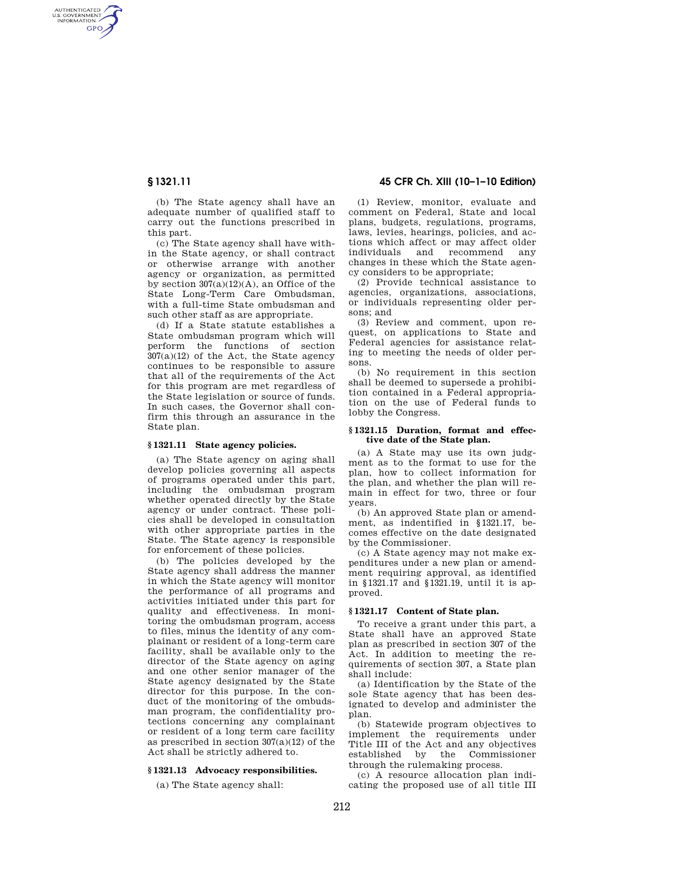(b) The State agency shall have an adequate number of qualified staff to carry out the functions prescribed in this part.

(c) The State agency shall have within the State agency, or shall contract or otherwise arrange with another agency or organization, as permitted by section 307(a)(12)(A), an Office of the State Long-Term Care Ombudsman, with a full-time State ombudsman and such other staff as are appropriate.

(d) If a State statute establishes a State ombudsman program which will perform the functions of section 307(a)(12) of the Act, the State agency continues to be responsible to assure that all of the requirements of the Act for this program are met regardless of the State legislation or source of funds. In such cases, the Governor shall confirm this through an assurance in the State plan.

### § 1321.11 State agency policies.

(a) The State agency on aging shall develop policies governing all aspects of programs operated under this part, including the ombudsman program whether operated directly by the State agency or under contract. These policies shall be developed in consultation with other appropriate parties in the State. The State agency is responsible for enforcement of these policies.

(b) The policies developed by the State agency shall address the manner in which the State agency will monitor the performance of all programs and activities initiated under this part for quality and effectiveness. In monitoring the ombudsman program, access to files, minus the identity of any complainant or resident of a long-term care facility, shall be available only to the director of the State agency on aging and one other senior manager of the State agency designated by the State director for this purpose. In the conduct of the monitoring of the ombudsman program, the confidentiality protections concerning any complainant or resident of a long term care facility as prescribed in section 307(a)(12) of the Act shall be strictly adhered to.

### § 1321.13 Advocacy responsibilities.

(a) The State agency shall:

(1) Review, monitor, evaluate and comment on Federal, State and local plans, budgets, regulations, programs, laws, levies, hearings, policies, and actions which affect or may affect older individuals and recommend any changes in these which the State agency considers to be appropriate;

(2) Provide technical assistance to agencies, organizations, associations, or individuals representing older persons; and

(3) Review and comment, upon request, on applications to State and Federal agencies for assistance relating to meeting the needs of older persons.

(b) No requirement in this section shall be deemed to supersede a prohibition contained in a Federal appropriation on the use of Federal funds to lobby the Congress.

### § 1321.15 Duration, format and effective date of the State plan.

(a) A State may use its own judgment as to the format to use for the plan, how to collect information for the plan, and whether the plan will remain in effect for two, three or four years.

(b) An approved State plan or amendment, as indentified in § 1321.17, becomes effective on the date designated by the Commissioner.

(c) A State agency may not make expenditures under a new plan or amendment requiring approval, as identified in § 1321.17 and § 1321.19, until it is approved.

### § 1321.17 Content of State plan.

To receive a grant under this part, a State shall have an approved State plan as prescribed in section 307 of the Act. In addition to meeting the requirements of section 307, a State plan shall include:

(a) Identification by the State of the sole State agency that has been designated to develop and administer the plan.

(b) Statewide program objectives to implement the requirements under Title III of the Act and any objectives established by the Commissioner through the rulemaking process.

(c) A resource allocation plan indicating the proposed use of all title III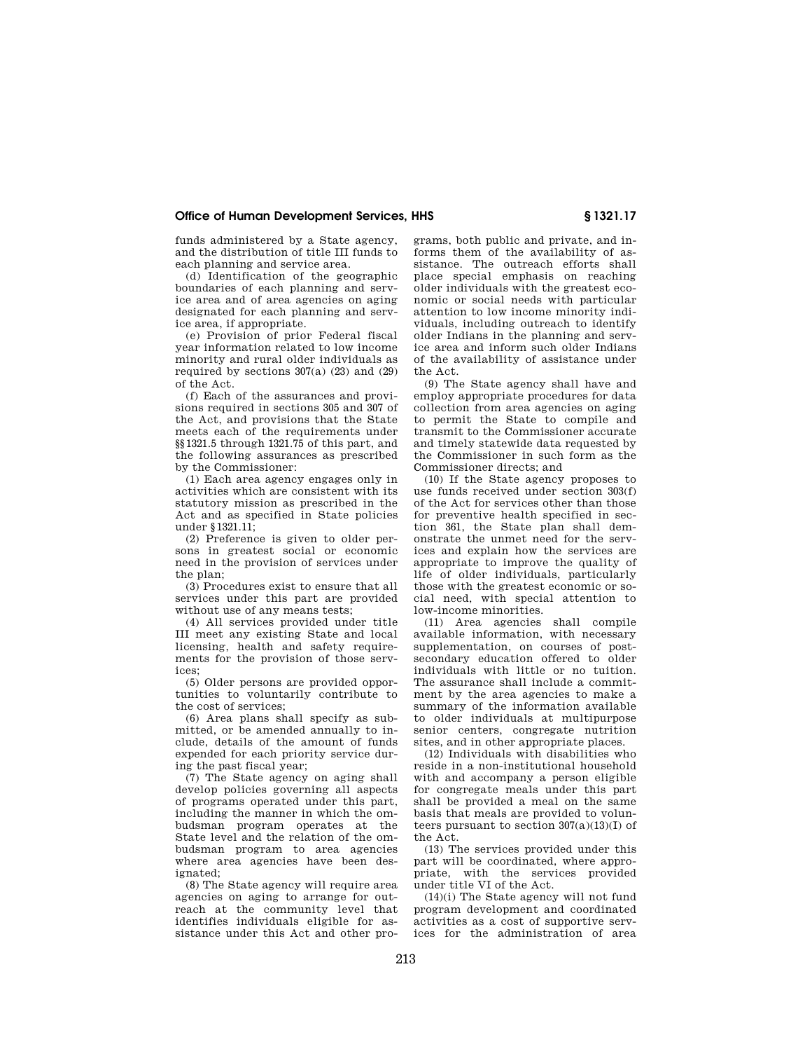funds administered by a State agency, and the distribution of title III funds to each planning and service area.

(d) Identification of the geographic boundaries of each planning and service area and of area agencies on aging designated for each planning and service area, if appropriate.

(e) Provision of prior Federal fiscal year information related to low income minority and rural older individuals as required by sections 307(a) (23) and (29) of the Act.

(f) Each of the assurances and provisions required in sections 305 and 307 of the Act, and provisions that the State meets each of the requirements under §§1321.5 through 1321.75 of this part, and the following assurances as prescribed by the Commissioner:

(1) Each area agency engages only in activities which are consistent with its statutory mission as prescribed in the Act and as specified in State policies under §1321.11;

(2) Preference is given to older persons in greatest social or economic need in the provision of services under the plan;

(3) Procedures exist to ensure that all services under this part are provided without use of any means tests;

(4) All services provided under title III meet any existing State and local licensing, health and safety requirements for the provision of those services;

(5) Older persons are provided opportunities to voluntarily contribute to the cost of services;

(6) Area plans shall specify as submitted, or be amended annually to include, details of the amount of funds expended for each priority service during the past fiscal year;

(7) The State agency on aging shall develop policies governing all aspects of programs operated under this part, including the manner in which the ombudsman program operates at the State level and the relation of the ombudsman program to area agencies where area agencies have been designated;

(8) The State agency will require area agencies on aging to arrange for outreach at the community level that identifies individuals eligible for assistance under this Act and other programs, both public and private, and informs them of the availability of assistance. The outreach efforts shall place special emphasis on reaching older individuals with the greatest economic or social needs with particular attention to low income minority individuals, including outreach to identify older Indians in the planning and service area and inform such older Indians of the availability of assistance under the Act.

(9) The State agency shall have and employ appropriate procedures for data collection from area agencies on aging to permit the State to compile and transmit to the Commissioner accurate and timely statewide data requested by the Commissioner in such form as the Commissioner directs; and

(10) If the State agency proposes to use funds received under section 303(f) of the Act for services other than those for preventive health specified in section 361, the State plan shall demonstrate the unmet need for the services and explain how the services are appropriate to improve the quality of life of older individuals, particularly those with the greatest economic or social need, with special attention to low-income minorities.

(11) Area agencies shall compile available information, with necessary supplementation, on courses of post-secondary education offered to older individuals with little or no tuition. The assurance shall include a commitment by the area agencies to make a summary of the information available to older individuals at multipurpose senior centers, congregate nutrition sites, and in other appropriate places.

(12) Individuals with disabilities who reside in a non-institutional household with and accompany a person eligible for congregate meals under this part shall be provided a meal on the same basis that meals are provided to volunteers pursuant to section 307(a)(13)(I) of the Act.

(13) The services provided under this part will be coordinated, where appropriate, with the services provided under title VI of the Act.

(14)(i) The State agency will not fund program development and coordinated activities as a cost of supportive services for the administration of area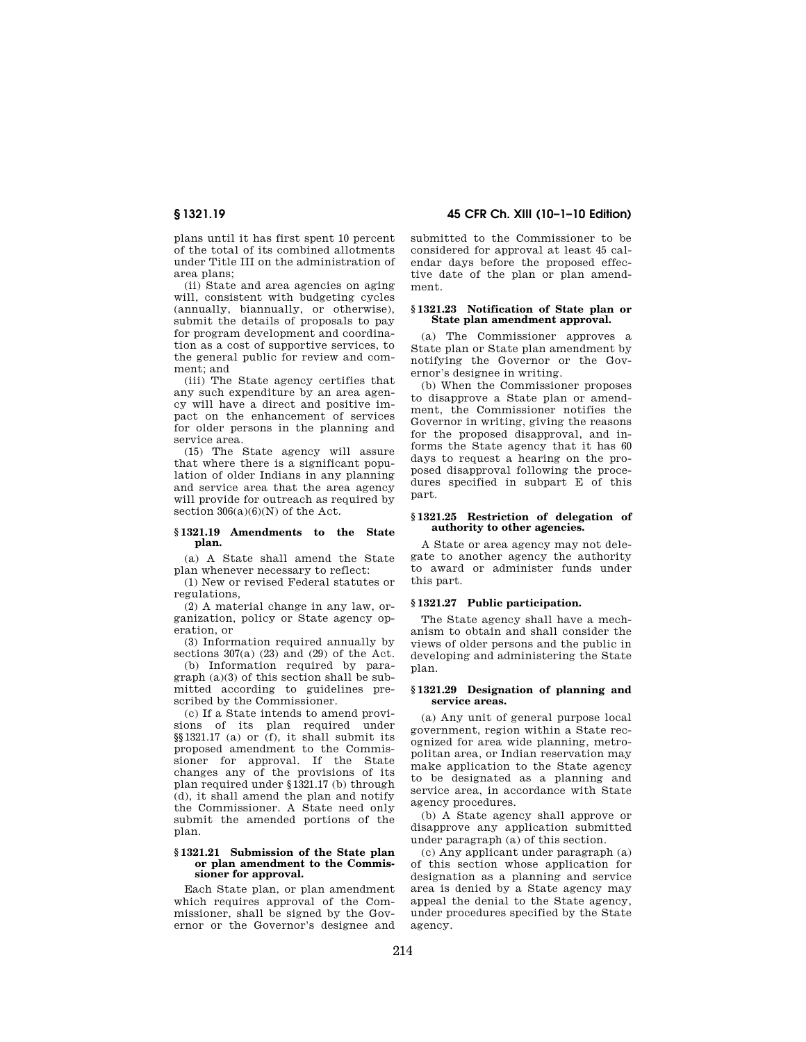plans until it has first spent 10 percent of the total of its combined allotments under Title III on the administration of area plans;

(ii) State and area agencies on aging will, consistent with budgeting cycles (annually, biannually, or otherwise), submit the details of proposals to pay for program development and coordination as a cost of supportive services, to the general public for review and comment; and

(iii) The State agency certifies that any such expenditure by an area agency will have a direct and positive impact on the enhancement of services for older persons in the planning and service area.

(15) The State agency will assure that where there is a significant population of older Indians in any planning and service area that the area agency will provide for outreach as required by section 306(a)(6)(N) of the Act.

### § 1321.19 Amendments to the State plan.

(a) A State shall amend the State plan whenever necessary to reflect:

(1) New or revised Federal statutes or regulations,

(2) A material change in any law, organization, policy or State agency operation, or

(3) Information required annually by sections 307(a) (23) and (29) of the Act.

(b) Information required by paragraph (a)(3) of this section shall be submitted according to guidelines prescribed by the Commissioner.

(c) If a State intends to amend provisions of its plan required under §§ 1321.17 (a) or (f), it shall submit its proposed amendment to the Commissioner for approval. If the State changes any of the provisions of its plan required under § 1321.17 (b) through (d), it shall amend the plan and notify the Commissioner. A State need only submit the amended portions of the plan.

### § 1321.21 Submission of the State plan or plan amendment to the Commissioner for approval.

Each State plan, or plan amendment which requires approval of the Commissioner, shall be signed by the Governor or the Governor's designee and submitted to the Commissioner to be considered for approval at least 45 calendar days before the proposed effective date of the plan or plan amendment.

### § 1321.23 Notification of State plan or State plan amendment approval.

(a) The Commissioner approves a State plan or State plan amendment by notifying the Governor or the Governor's designee in writing.

(b) When the Commissioner proposes to disapprove a State plan or amendment, the Commissioner notifies the Governor in writing, giving the reasons for the proposed disapproval, and informs the State agency that it has 60 days to request a hearing on the proposed disapproval following the procedures specified in subpart E of this part.

### § 1321.25 Restriction of delegation of authority to other agencies.

A State or area agency may not delegate to another agency the authority to award or administer funds under this part.

### § 1321.27 Public participation.

The State agency shall have a mechanism to obtain and shall consider the views of older persons and the public in developing and administering the State plan.

### § 1321.29 Designation of planning and service areas.

(a) Any unit of general purpose local government, region within a State recognized for area wide planning, metropolitan area, or Indian reservation may make application to the State agency to be designated as a planning and service area, in accordance with State agency procedures.

(b) A State agency shall approve or disapprove any application submitted under paragraph (a) of this section.

(c) Any applicant under paragraph (a) of this section whose application for designation as a planning and service area is denied by a State agency may appeal the denial to the State agency, under procedures specified by the State agency.